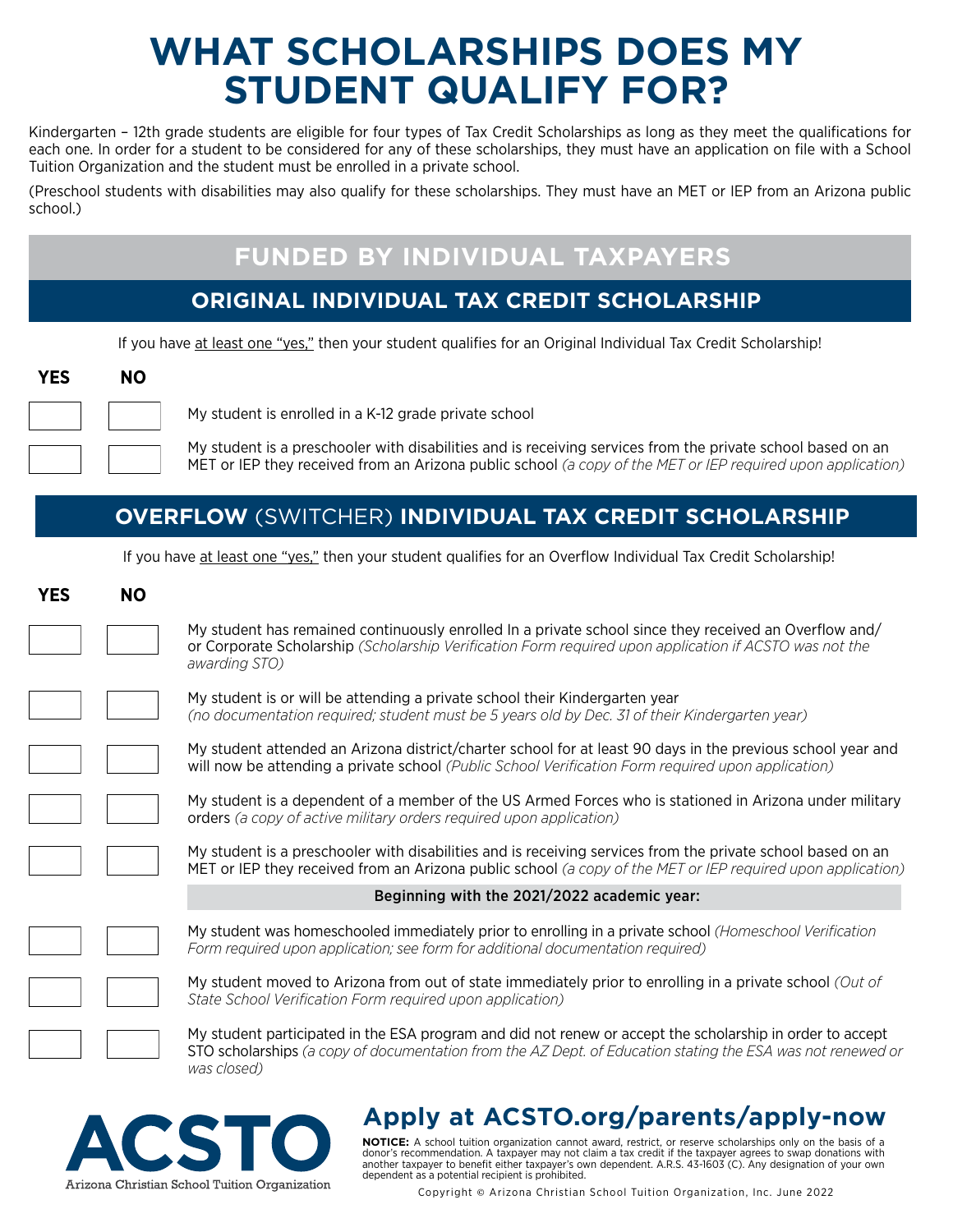# WHAT SCHOLARSHIPS DOES MY STUDENT QUALIFY FOR?

Kindergarten – 12th grade students are eligible for four types of Tax Credit Scholarships as long as they meet the qualifications for each one. In order for a student to be considered for any of these scholarships, they must have an application on file with a School Tuition Organization and the student must be enrolled in a private school.

(Preschool students with disabilities may also qualify for these scholarships. They must have an MET or IEP from an Arizona public school.)

## FUNDED BY INDIVIDUAL TAXPAYERS

### ORIGINAL INDIVIDUAL TAX CREDIT SCHOLARSHIP

If you have at least one "yes," then your student qualifies for an Original Individual Tax Credit Scholarship!

| YES | NO | |
|---|---|---|
| ☐ | ☐ | My student is enrolled in a K-12 grade private school |
| ☐ | ☐ | My student is a preschooler with disabilities and is receiving services from the private school based on an MET or IEP they received from an Arizona public school *(a copy of the MET or IEP required upon application)* |

### OVERFLOW (SWITCHER) INDIVIDUAL TAX CREDIT SCHOLARSHIP

If you have at least one "yes," then your student qualifies for an Overflow Individual Tax Credit Scholarship!

| YES | NO | |
|---|---|---|
| ☐ | ☐ | My student has remained continuously enrolled In a private school since they received an Overflow and/or Corporate Scholarship *(Scholarship Verification Form required upon application if ACSTO was not the awarding STO)* |
| ☐ | ☐ | My student is or will be attending a private school their Kindergarten year *(no documentation required; student must be 5 years old by Dec. 31 of their Kindergarten year)* |
| ☐ | ☐ | My student attended an Arizona district/charter school for at least 90 days in the previous school year and will now be attending a private school *(Public School Verification Form required upon application)* |
| ☐ | ☐ | My student is a dependent of a member of the US Armed Forces who is stationed in Arizona under military orders *(a copy of active military orders required upon application)* |
| ☐ | ☐ | My student is a preschooler with disabilities and is receiving services from the private school based on an MET or IEP they received from an Arizona public school *(a copy of the MET or IEP required upon application)* |
| | | **Beginning with the 2021/2022 academic year:** |
| ☐ | ☐ | My student was homeschooled immediately prior to enrolling in a private school *(Homeschool Verification Form required upon application; see form for additional documentation required)* |
| ☐ | ☐ | My student moved to Arizona from out of state immediately prior to enrolling in a private school *(Out of State School Verification Form required upon application)* |
| ☐ | ☐ | My student participated in the ESA program and did not renew or accept the scholarship in order to accept STO scholarships *(a copy of documentation from the AZ Dept. of Education stating the ESA was not renewed or was closed)* |

**ACSTO**
Arizona Christian School Tuition Organization

## Apply at ACSTO.org/parents/apply-now

**NOTICE:** A school tuition organization cannot award, restrict, or reserve scholarships only on the basis of a donor's recommendation. A taxpayer may not claim a tax credit if the taxpayer agrees to swap donations with another taxpayer to benefit either taxpayer's own dependent. A.R.S. 43-1603 (C). Any designation of your own dependent as a potential recipient is prohibited.

Copyright © Arizona Christian School Tuition Organization, Inc. June 2022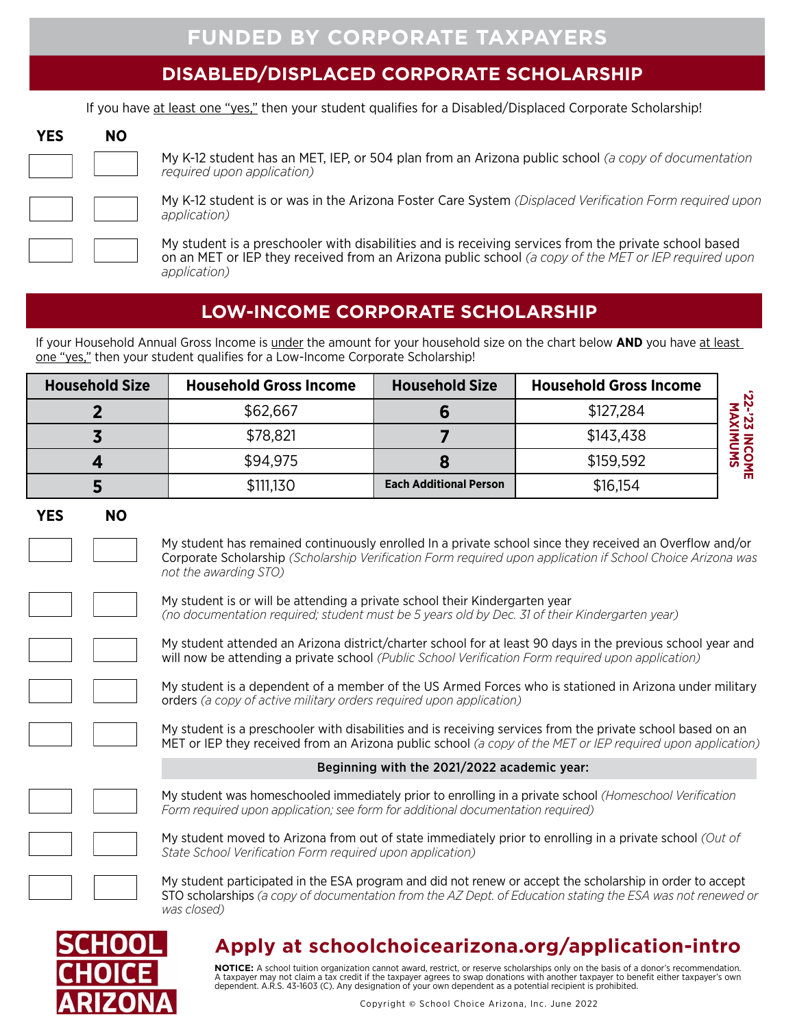# FUNDED BY CORPORATE TAXPAYERS

## DISABLED/DISPLACED CORPORATE SCHOLARSHIP

If you have at least one "yes," then your student qualifies for a Disabled/Displaced Corporate Scholarship!

| YES | NO | |
|---|---|---|
| ☐ | ☐ | My K-12 student has an MET, IEP, or 504 plan from an Arizona public school *(a copy of documentation required upon application)* |
| ☐ | ☐ | My K-12 student is or was in the Arizona Foster Care System *(Displaced Verification Form required upon application)* |
| ☐ | ☐ | My student is a preschooler with disabilities and is receiving services from the private school based on an MET or IEP they received from an Arizona public school *(a copy of the MET or IEP required upon application)* |

## LOW-INCOME CORPORATE SCHOLARSHIP

If your Household Annual Gross Income is under the amount for your household size on the chart below **AND** you have at least one "yes," then your student qualifies for a Low-Income Corporate Scholarship!

**'22-'23 INCOME MAXIMUMS**

| Household Size | Household Gross Income | Household Size | Household Gross Income |
|---|---|---|---|
| **2** | $62,667 | **6** | $127,284 |
| **3** | $78,821 | **7** | $143,438 |
| **4** | $94,975 | **8** | $159,592 |
| **5** | $111,130 | **Each Additional Person** | $16,154 |

| YES | NO | |
|---|---|---|
| ☐ | ☐ | My student has remained continuously enrolled In a private school since they received an Overflow and/or Corporate Scholarship *(Scholarship Verification Form required upon application if School Choice Arizona was not the awarding STO)* |
| ☐ | ☐ | My student is or will be attending a private school their Kindergarten year *(no documentation required; student must be 5 years old by Dec. 31 of their Kindergarten year)* |
| ☐ | ☐ | My student attended an Arizona district/charter school for at least 90 days in the previous school year and will now be attending a private school *(Public School Verification Form required upon application)* |
| ☐ | ☐ | My student is a dependent of a member of the US Armed Forces who is stationed in Arizona under military orders *(a copy of active military orders required upon application)* |
| ☐ | ☐ | My student is a preschooler with disabilities and is receiving services from the private school based on an MET or IEP they received from an Arizona public school *(a copy of the MET or IEP required upon application)* |
| | | **Beginning with the 2021/2022 academic year:** |
| ☐ | ☐ | My student was homeschooled immediately prior to enrolling in a private school *(Homeschool Verification Form required upon application; see form for additional documentation required)* |
| ☐ | ☐ | My student moved to Arizona from out of state immediately prior to enrolling in a private school *(Out of State School Verification Form required upon application)* |
| ☐ | ☐ | My student participated in the ESA program and did not renew or accept the scholarship in order to accept STO scholarships *(a copy of documentation from the AZ Dept. of Education stating the ESA was not renewed or was closed)* |

SCHOOL CHOICE ARIZONA

## Apply at schoolchoicearizona.org/application-intro

**NOTICE:** A school tuition organization cannot award, restrict, or reserve scholarships only on the basis of a donor's recommendation. A taxpayer may not claim a tax credit if the taxpayer agrees to swap donations with another taxpayer to benefit either taxpayer's own dependent. A.R.S. 43-1603 (C). Any designation of your own dependent as a potential recipient is prohibited.

Copyright © School Choice Arizona, Inc. June 2022